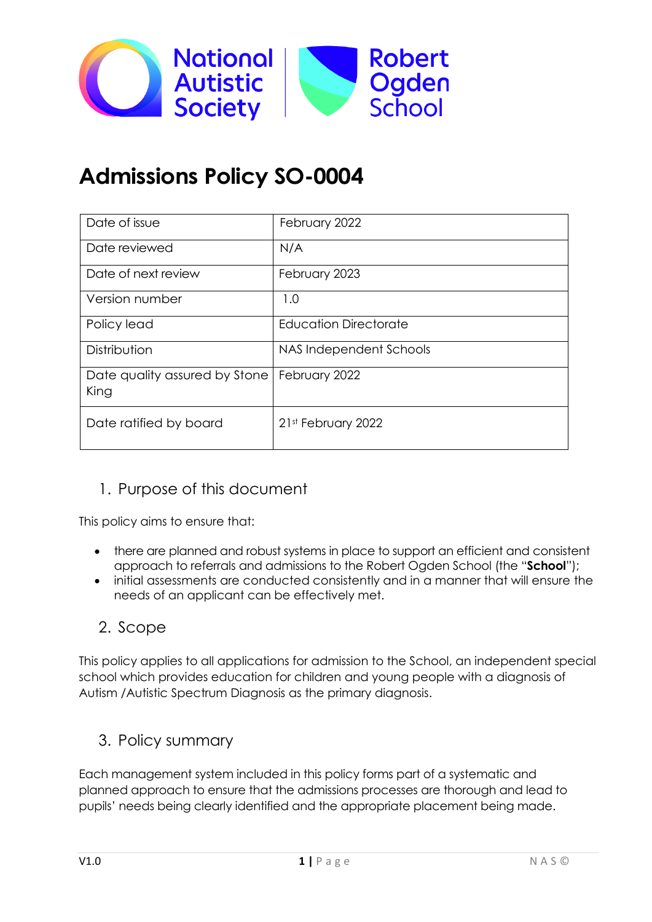# Admissions Policy SO-0004

| Date of issue | February 2022 |
|---|---|
| Date reviewed | N/A |
| Date of next review | February 2023 |
| Version number | 1.0 |
| Policy lead | Education Directorate |
| Distribution | NAS Independent Schools |
| Date quality assured by Stone King | February 2022 |
| Date ratified by board | 21st February 2022 |

## 1. Purpose of this document

This policy aims to ensure that:

- there are planned and robust systems in place to support an efficient and consistent approach to referrals and admissions to the Robert Ogden School (the "**School**");
- initial assessments are conducted consistently and in a manner that will ensure the needs of an applicant can be effectively met.

## 2. Scope

This policy applies to all applications for admission to the School, an independent special school which provides education for children and young people with a diagnosis of Autism /Autistic Spectrum Diagnosis as the primary diagnosis.

## 3. Policy summary

Each management system included in this policy forms part of a systematic and planned approach to ensure that the admissions processes are thorough and lead to pupils' needs being clearly identified and the appropriate placement being made.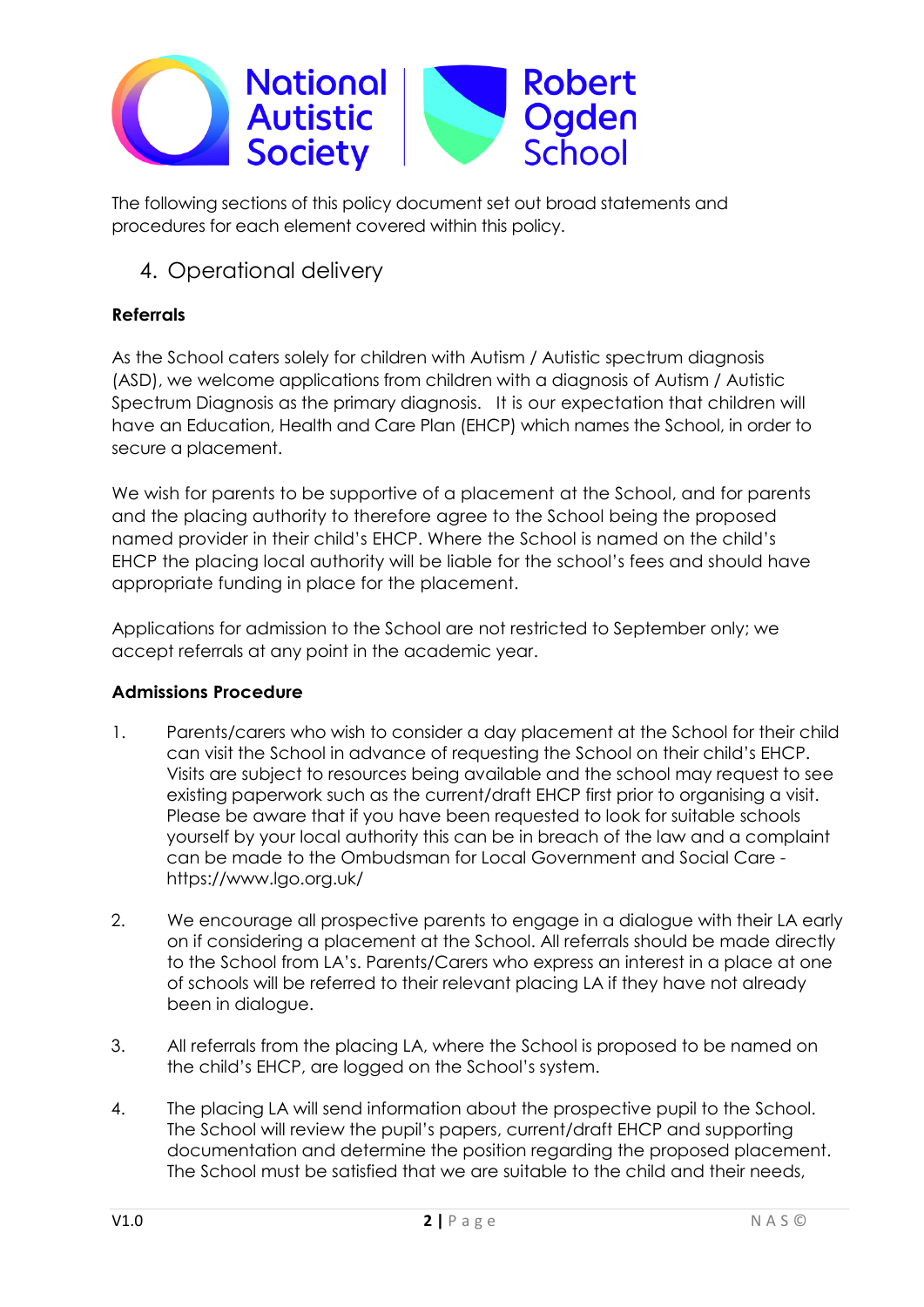The following sections of this policy document set out broad statements and procedures for each element covered within this policy.

## 4. Operational delivery

**Referrals**

As the School caters solely for children with Autism / Autistic spectrum diagnosis (ASD), we welcome applications from children with a diagnosis of Autism / Autistic Spectrum Diagnosis as the primary diagnosis. It is our expectation that children will have an Education, Health and Care Plan (EHCP) which names the School, in order to secure a placement.

We wish for parents to be supportive of a placement at the School, and for parents and the placing authority to therefore agree to the School being the proposed named provider in their child's EHCP. Where the School is named on the child's EHCP the placing local authority will be liable for the school's fees and should have appropriate funding in place for the placement.

Applications for admission to the School are not restricted to September only; we accept referrals at any point in the academic year.

**Admissions Procedure**

1. Parents/carers who wish to consider a day placement at the School for their child can visit the School in advance of requesting the School on their child's EHCP. Visits are subject to resources being available and the school may request to see existing paperwork such as the current/draft EHCP first prior to organising a visit. Please be aware that if you have been requested to look for suitable schools yourself by your local authority this can be in breach of the law and a complaint can be made to the Ombudsman for Local Government and Social Care - https://www.lgo.org.uk/

2. We encourage all prospective parents to engage in a dialogue with their LA early on if considering a placement at the School. All referrals should be made directly to the School from LA's. Parents/Carers who express an interest in a place at one of schools will be referred to their relevant placing LA if they have not already been in dialogue.

3. All referrals from the placing LA, where the School is proposed to be named on the child's EHCP, are logged on the School's system.

4. The placing LA will send information about the prospective pupil to the School. The School will review the pupil's papers, current/draft EHCP and supporting documentation and determine the position regarding the proposed placement. The School must be satisfied that we are suitable to the child and their needs,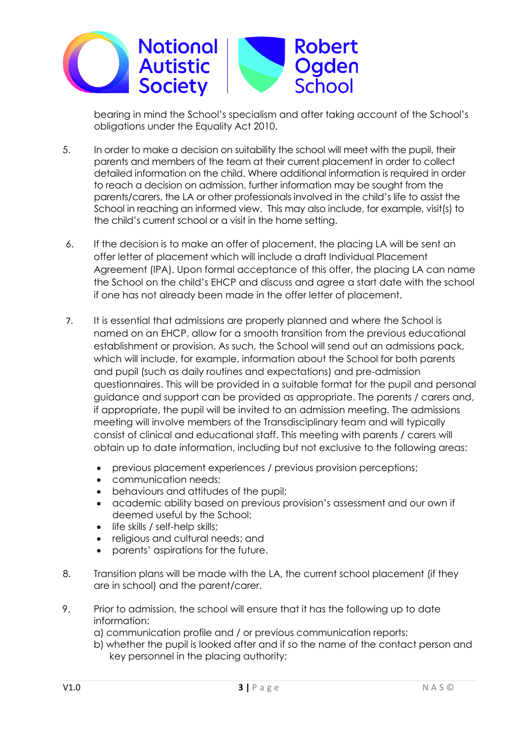bearing in mind the School's specialism and after taking account of the School's obligations under the Equality Act 2010.

5. In order to make a decision on suitability the school will meet with the pupil, their parents and members of the team at their current placement in order to collect detailed information on the child. Where additional information is required in order to reach a decision on admission, further information may be sought from the parents/carers, the LA or other professionals involved in the child's life to assist the School in reaching an informed view. This may also include, for example, visit(s) to the child's current school or a visit in the home setting.

6. If the decision is to make an offer of placement, the placing LA will be sent an offer letter of placement which will include a draft Individual Placement Agreement (IPA). Upon formal acceptance of this offer, the placing LA can name the School on the child's EHCP and discuss and agree a start date with the school if one has not already been made in the offer letter of placement.

7. It is essential that admissions are properly planned and where the School is named on an EHCP, allow for a smooth transition from the previous educational establishment or provision. As such, the School will send out an admissions pack, which will include, for example, information about the School for both parents and pupil (such as daily routines and expectations) and pre-admission questionnaires. This will be provided in a suitable format for the pupil and personal guidance and support can be provided as appropriate. The parents / carers and, if appropriate, the pupil will be invited to an admission meeting. The admissions meeting will involve members of the Transdisciplinary team and will typically consist of clinical and educational staff. This meeting with parents / carers will obtain up to date information, including but not exclusive to the following areas:

   - previous placement experiences / previous provision perceptions;
   - communication needs;
   - behaviours and attitudes of the pupil;
   - academic ability based on previous provision's assessment and our own if deemed useful by the School;
   - life skills / self-help skills;
   - religious and cultural needs; and
   - parents' aspirations for the future.

8. Transition plans will be made with the LA, the current school placement (if they are in school) and the parent/carer.

9. Prior to admission, the school will ensure that it has the following up to date information:
   a) communication profile and / or previous communication reports;
   b) whether the pupil is looked after and if so the name of the contact person and key personnel in the placing authority;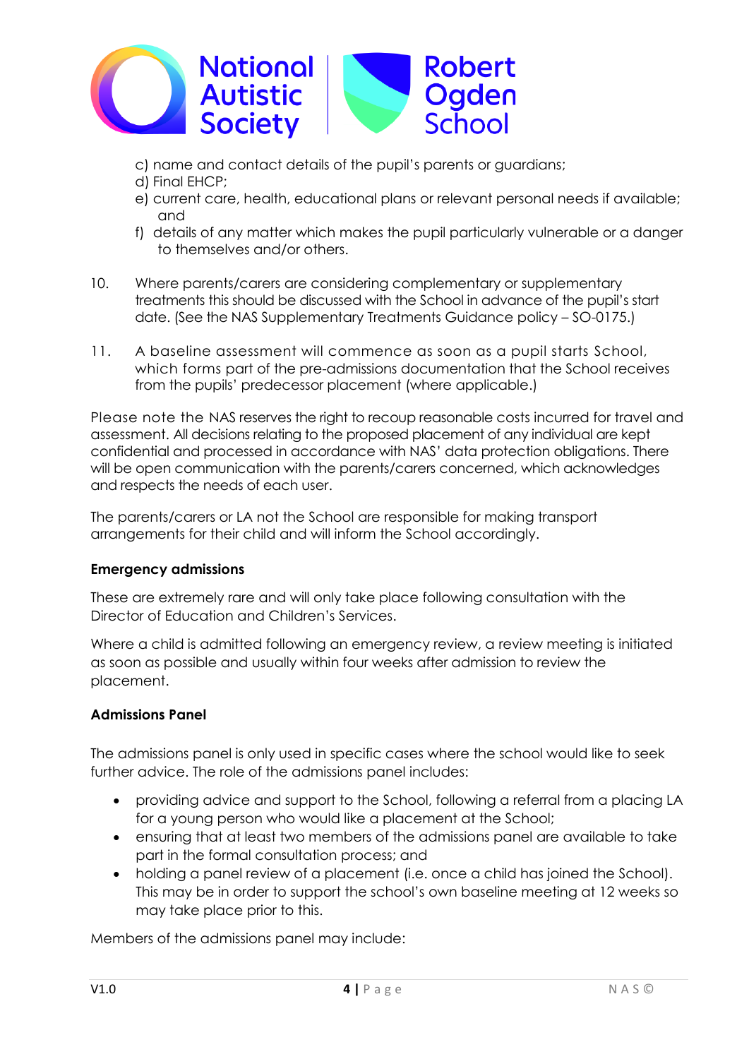c) name and contact details of the pupil's parents or guardians;
d) Final EHCP;
e) current care, health, educational plans or relevant personal needs if available; and
f) details of any matter which makes the pupil particularly vulnerable or a danger to themselves and/or others.

10. Where parents/carers are considering complementary or supplementary treatments this should be discussed with the School in advance of the pupil's start date. (See the NAS Supplementary Treatments Guidance policy – SO-0175.)

11. A baseline assessment will commence as soon as a pupil starts School, which forms part of the pre-admissions documentation that the School receives from the pupils' predecessor placement (where applicable.)

Please note the NAS reserves the right to recoup reasonable costs incurred for travel and assessment. All decisions relating to the proposed placement of any individual are kept confidential and processed in accordance with NAS' data protection obligations. There will be open communication with the parents/carers concerned, which acknowledges and respects the needs of each user.

The parents/carers or LA not the School are responsible for making transport arrangements for their child and will inform the School accordingly.

**Emergency admissions**

These are extremely rare and will only take place following consultation with the Director of Education and Children's Services.

Where a child is admitted following an emergency review, a review meeting is initiated as soon as possible and usually within four weeks after admission to review the placement.

**Admissions Panel**

The admissions panel is only used in specific cases where the school would like to seek further advice. The role of the admissions panel includes:

- providing advice and support to the School, following a referral from a placing LA for a young person who would like a placement at the School;
- ensuring that at least two members of the admissions panel are available to take part in the formal consultation process; and
- holding a panel review of a placement (i.e. once a child has joined the School). This may be in order to support the school's own baseline meeting at 12 weeks so may take place prior to this.

Members of the admissions panel may include: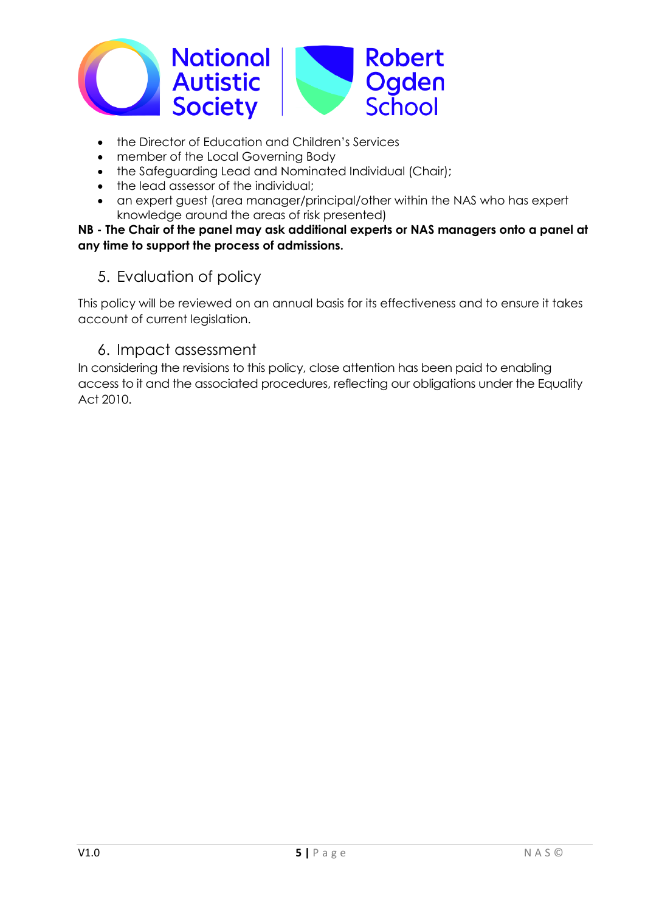- the Director of Education and Children's Services
- member of the Local Governing Body
- the Safeguarding Lead and Nominated Individual (Chair);
- the lead assessor of the individual;
- an expert guest (area manager/principal/other within the NAS who has expert knowledge around the areas of risk presented)

**NB - The Chair of the panel may ask additional experts or NAS managers onto a panel at any time to support the process of admissions.**

## 5. Evaluation of policy

This policy will be reviewed on an annual basis for its effectiveness and to ensure it takes account of current legislation.

## 6. Impact assessment

In considering the revisions to this policy, close attention has been paid to enabling access to it and the associated procedures, reflecting our obligations under the Equality Act 2010.